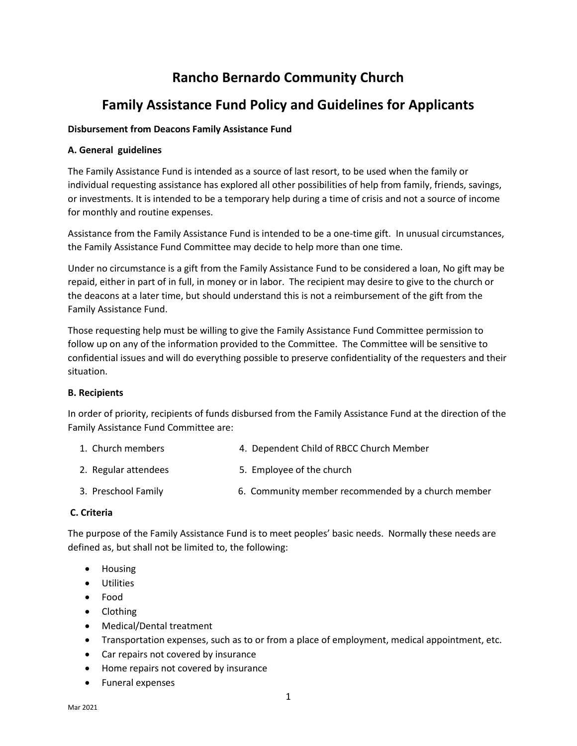# Rancho Bernardo Community Church

## Family Assistance Fund Policy and Guidelines for Applicants

**Disbursement from Deacons Family Assistance Fund**

**A. General guidelines**

The Family Assistance Fund is intended as a source of last resort, to be used when the family or individual requesting assistance has explored all other possibilities of help from family, friends, savings, or investments. It is intended to be a temporary help during a time of crisis and not a source of income for monthly and routine expenses.

Assistance from the Family Assistance Fund is intended to be a one-time gift. In unusual circumstances, the Family Assistance Fund Committee may decide to help more than one time.

Under no circumstance is a gift from the Family Assistance Fund to be considered a loan, No gift may be repaid, either in part of in full, in money or in labor. The recipient may desire to give to the church or the deacons at a later time, but should understand this is not a reimbursement of the gift from the Family Assistance Fund.

Those requesting help must be willing to give the Family Assistance Fund Committee permission to follow up on any of the information provided to the Committee. The Committee will be sensitive to confidential issues and will do everything possible to preserve confidentiality of the requesters and their situation.

**B. Recipients**

In order of priority, recipients of funds disbursed from the Family Assistance Fund at the direction of the Family Assistance Fund Committee are:

1. Church members
2. Regular attendees
3. Preschool Family
4. Dependent Child of RBCC Church Member
5. Employee of the church
6. Community member recommended by a church member

**C. Criteria**

The purpose of the Family Assistance Fund is to meet peoples' basic needs. Normally these needs are defined as, but shall not be limited to, the following:

- Housing
- Utilities
- Food
- Clothing
- Medical/Dental treatment
- Transportation expenses, such as to or from a place of employment, medical appointment, etc.
- Car repairs not covered by insurance
- Home repairs not covered by insurance
- Funeral expenses

Mar 2021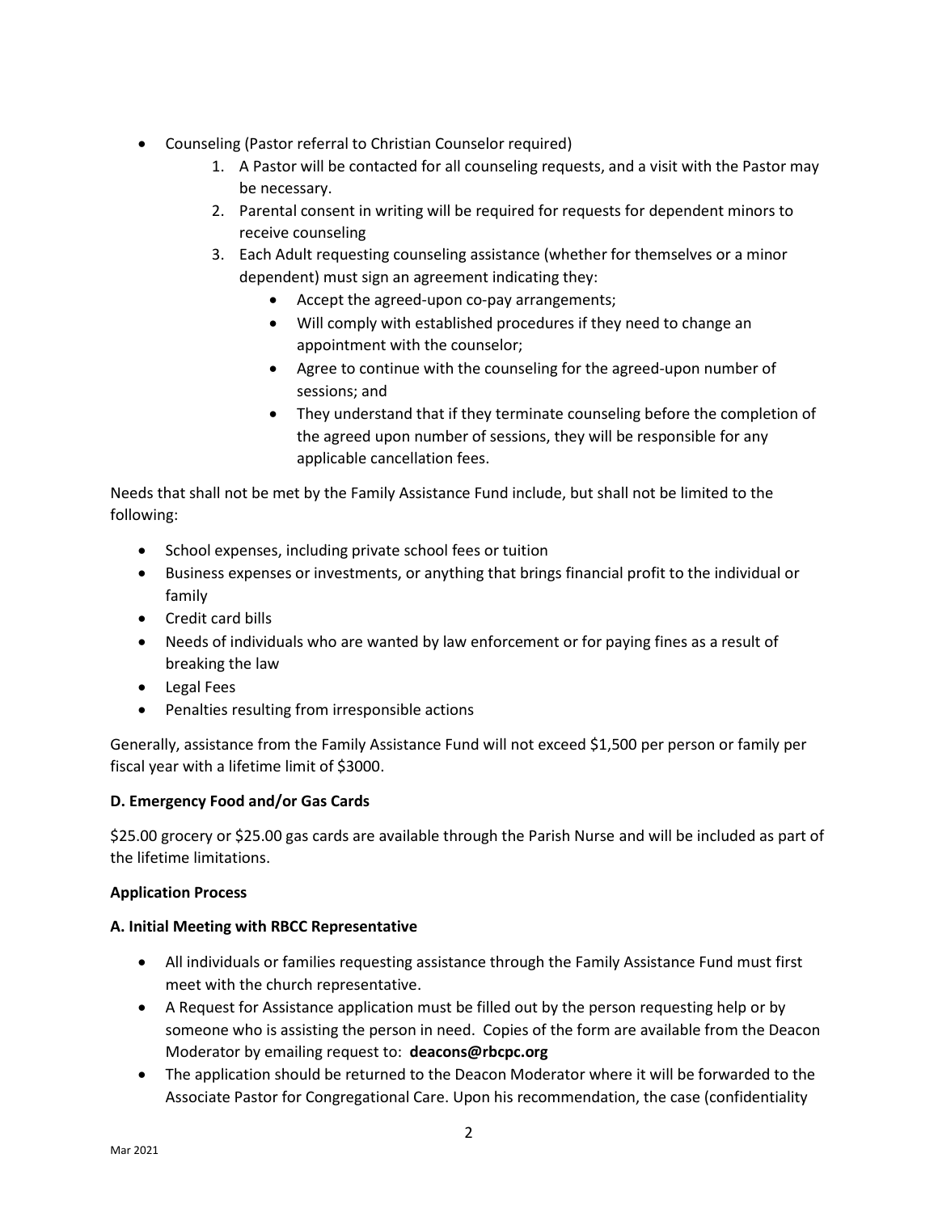- Counseling (Pastor referral to Christian Counselor required)
    1. A Pastor will be contacted for all counseling requests, and a visit with the Pastor may be necessary.
    2. Parental consent in writing will be required for requests for dependent minors to receive counseling
    3. Each Adult requesting counseling assistance (whether for themselves or a minor dependent) must sign an agreement indicating they:
        - Accept the agreed-upon co-pay arrangements;
        - Will comply with established procedures if they need to change an appointment with the counselor;
        - Agree to continue with the counseling for the agreed-upon number of sessions; and
        - They understand that if they terminate counseling before the completion of the agreed upon number of sessions, they will be responsible for any applicable cancellation fees.

Needs that shall not be met by the Family Assistance Fund include, but shall not be limited to the following:

- School expenses, including private school fees or tuition
- Business expenses or investments, or anything that brings financial profit to the individual or family
- Credit card bills
- Needs of individuals who are wanted by law enforcement or for paying fines as a result of breaking the law
- Legal Fees
- Penalties resulting from irresponsible actions

Generally, assistance from the Family Assistance Fund will not exceed $1,500 per person or family per fiscal year with a lifetime limit of $3000.

**D. Emergency Food and/or Gas Cards**

$25.00 grocery or $25.00 gas cards are available through the Parish Nurse and will be included as part of the lifetime limitations.

**Application Process**

**A. Initial Meeting with RBCC Representative**

- All individuals or families requesting assistance through the Family Assistance Fund must first meet with the church representative.
- A Request for Assistance application must be filled out by the person requesting help or by someone who is assisting the person in need. Copies of the form are available from the Deacon Moderator by emailing request to: **deacons@rbcpc.org**
- The application should be returned to the Deacon Moderator where it will be forwarded to the Associate Pastor for Congregational Care. Upon his recommendation, the case (confidentiality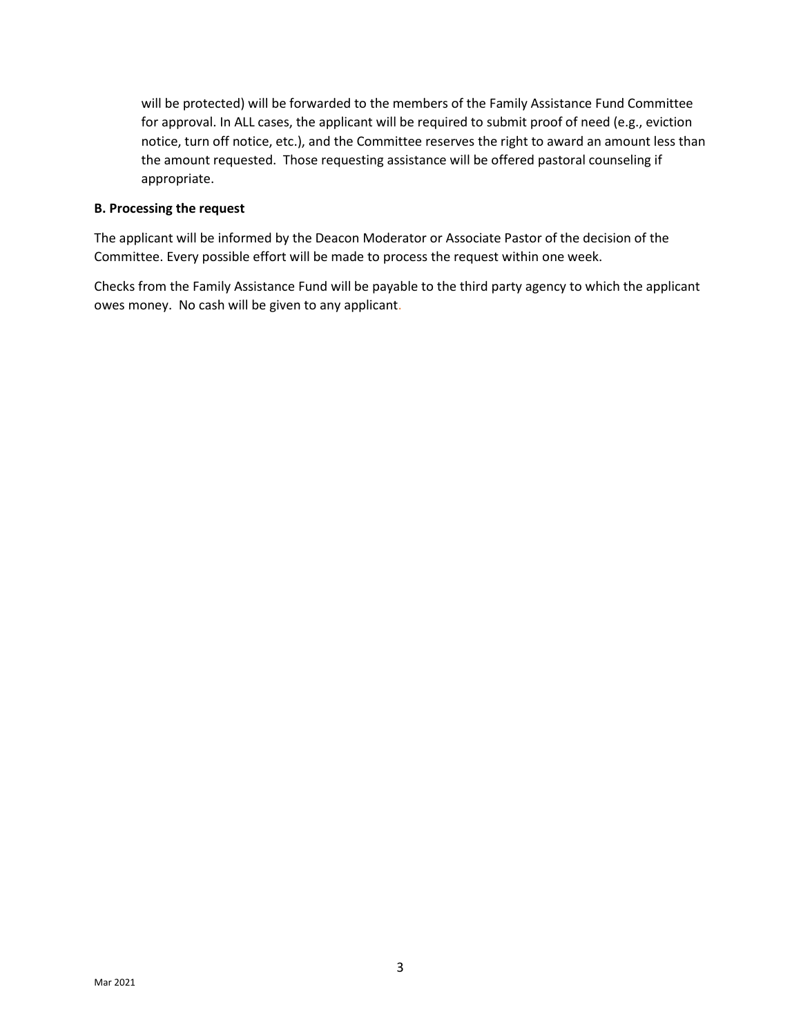will be protected) will be forwarded to the members of the Family Assistance Fund Committee for approval. In ALL cases, the applicant will be required to submit proof of need (e.g., eviction notice, turn off notice, etc.), and the Committee reserves the right to award an amount less than the amount requested. Those requesting assistance will be offered pastoral counseling if appropriate.

**B. Processing the request**

The applicant will be informed by the Deacon Moderator or Associate Pastor of the decision of the Committee. Every possible effort will be made to process the request within one week.

Checks from the Family Assistance Fund will be payable to the third party agency to which the applicant owes money. No cash will be given to any applicant.

Mar 2021